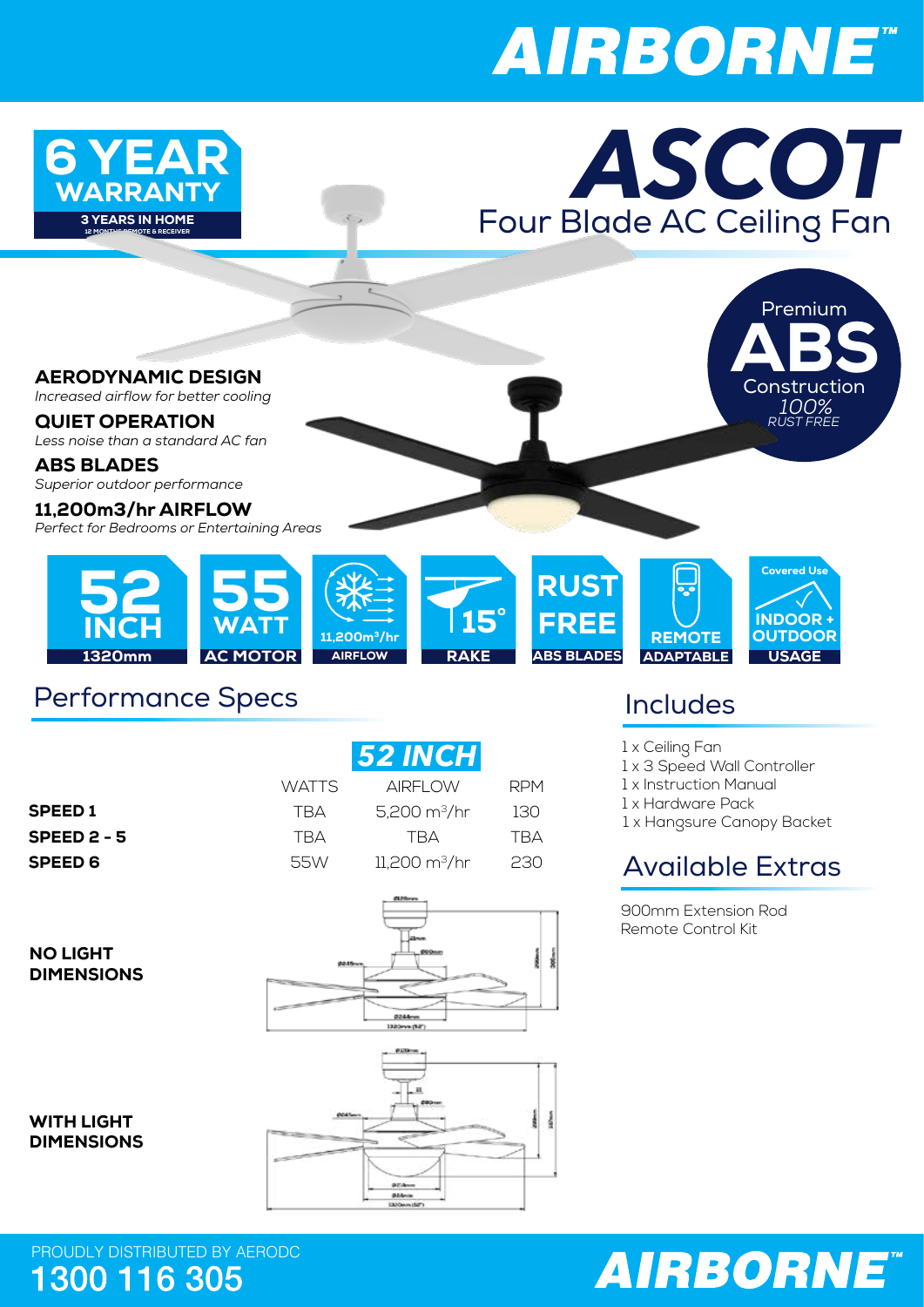# AIRBORNE™

## ASCOT

Four Blade AC Ceiling Fan

**6 YEAR WARRANTY**
3 YEARS IN HOME
12 MONTHS REMOTE & RECEIVER

Premium **ABS** Construction
*100% RUST FREE*

**AERODYNAMIC DESIGN**
*Increased airflow for better cooling*

**QUIET OPERATION**
*Less noise than a standard AC fan*

**ABS BLADES**
*Superior outdoor performance*

**11,200m3/hr AIRFLOW**
*Perfect for Bedrooms or Entertaining Areas*

- **52 INCH** – 1320mm
- **55 WATT** – AC MOTOR
- **11,200m³/hr** – AIRFLOW
- **15°** – RAKE
- **RUST FREE** – ABS BLADES
- **REMOTE** – ADAPTABLE
- Covered Use – **INDOOR + OUTDOOR** – USAGE

## Performance Specs

| 52 INCH | WATTS | AIRFLOW | RPM |
|---|---|---|---|
| **SPEED 1** | TBA | 5,200 m³/hr | 130 |
| **SPEED 2 - 5** | TBA | TBA | TBA |
| **SPEED 6** | 55W | 11,200 m³/hr | 230 |

**NO LIGHT DIMENSIONS**

**WITH LIGHT DIMENSIONS**

## Includes

1 x Ceiling Fan
1 x 3 Speed Wall Controller
1 x Instruction Manual
1 x Hardware Pack
1 x Hangsure Canopy Backet

## Available Extras

900mm Extension Rod
Remote Control Kit

PROUDLY DISTRIBUTED BY AERODC
1300 116 305

AIRBORNE™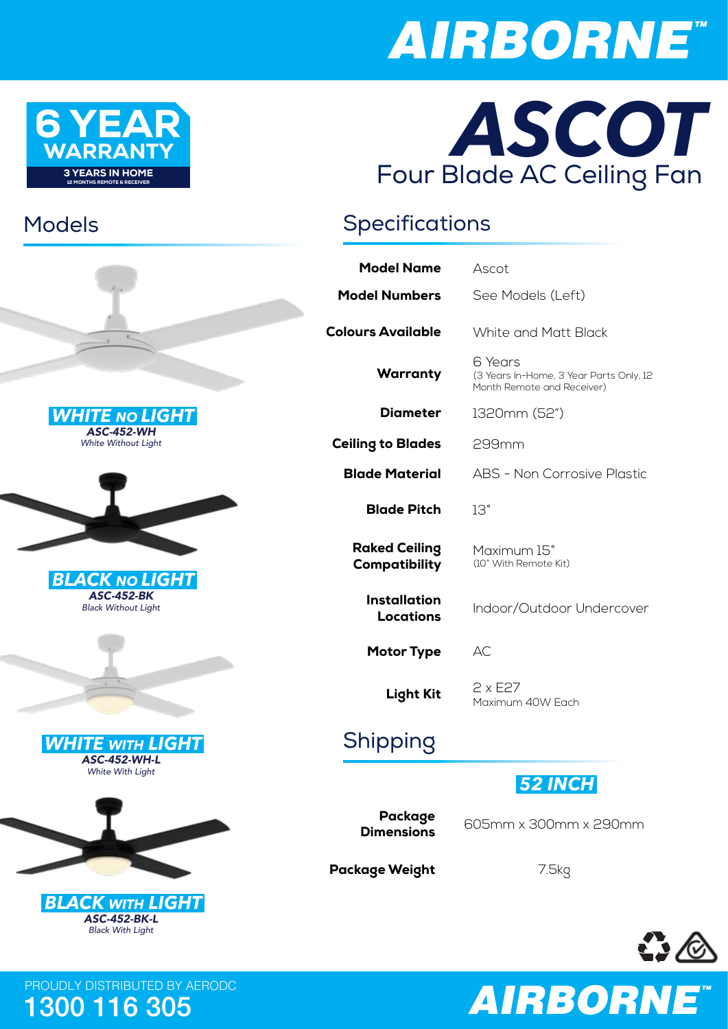# AIRBORNE™

**6 YEAR WARRANTY**
**3 YEARS IN HOME**
12 MONTHS REMOTE & RECEIVER

# ASCOT

## Four Blade AC Ceiling Fan

## Models

***WHITE NO LIGHT***
***ASC-452-WH***
*White Without Light*

***BLACK NO LIGHT***
***ASC-452-BK***
*Black Without Light*

***WHITE WITH LIGHT***
***ASC-452-WH-L***
*White With Light*

***BLACK WITH LIGHT***
***ASC-452-BK-L***
*Black With Light*

## Specifications

| | |
|---|---|
| **Model Name** | Ascot |
| **Model Numbers** | See Models (Left) |
| **Colours Available** | White and Matt Black |
| **Warranty** | 6 Years (3 Years In-Home, 3 Year Parts Only, 12 Month Remote and Receiver) |
| **Diameter** | 1320mm (52") |
| **Ceiling to Blades** | 299mm |
| **Blade Material** | ABS - Non Corrosive Plastic |
| **Blade Pitch** | 13° |
| **Raked Ceiling Compatibility** | Maximum 15° (10° With Remote Kit) |
| **Installation Locations** | Indoor/Outdoor Undercover |
| **Motor Type** | AC |
| **Light Kit** | 2 x E27 Maximum 40W Each |

## Shipping

| | ***52 INCH*** |
|---|---|
| **Package Dimensions** | 605mm x 300mm x 290mm |
| **Package Weight** | 7.5kg |

PROUDLY DISTRIBUTED BY AERODC
1300 116 305

AIRBORNE™